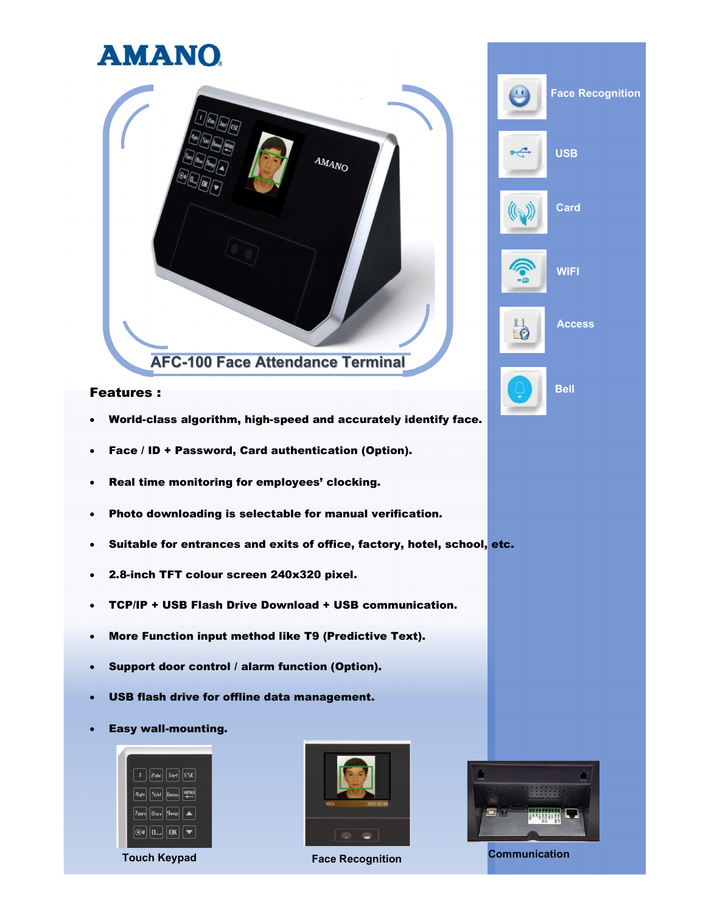# AMANO

## AFC-100 Face Attendance Terminal

Face Recognition

USB

Card

WIFI

Access

Bell

## Features :

- **World-class algorithm, high-speed and accurately identify face.**
- **Face / ID + Password, Card authentication (Option).**
- **Real time monitoring for employees' clocking.**
- **Photo downloading is selectable for manual verification.**
- **Suitable for entrances and exits of office, factory, hotel, school, etc.**
- **2.8-inch TFT colour screen 240x320 pixel.**
- **TCP/IP + USB Flash Drive Download + USB communication.**
- **More Function input method like T9 (Predictive Text).**
- **Support door control / alarm function (Option).**
- **USB flash drive for offline data management.**
- **Easy wall-mounting.**

Touch Keypad

Face Recognition

Communication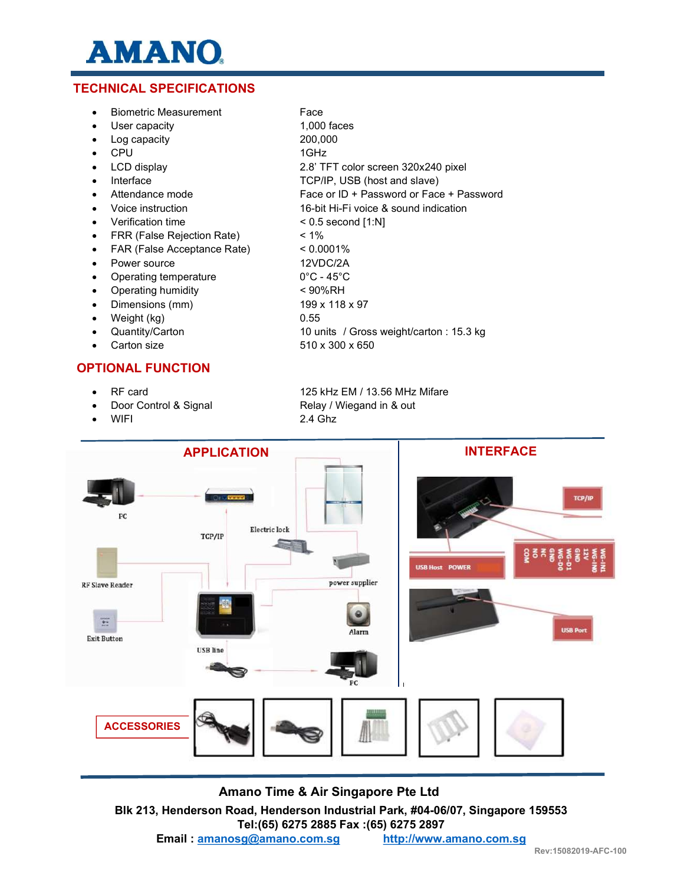# AMANO

## TECHNICAL SPECIFICATIONS

| | |
|---|---|
| Biometric Measurement | Face |
| User capacity | 1,000 faces |
| Log capacity | 200,000 |
| CPU | 1GHz |
| LCD display | 2.8' TFT color screen 320x240 pixel |
| Interface | TCP/IP, USB (host and slave) |
| Attendance mode | Face or ID + Password or Face + Password |
| Voice instruction | 16-bit Hi-Fi voice & sound indication |
| Verification time | < 0.5 second [1:N] |
| FRR (False Rejection Rate) | < 1% |
| FAR (False Acceptance Rate) | < 0.0001% |
| Power source | 12VDC/2A |
| Operating temperature | 0°C - 45°C |
| Operating humidity | < 90%RH |
| Dimensions (mm) | 199 x 118 x 97 |
| Weight (kg) | 0.55 |
| Quantity/Carton | 10 units / Gross weight/carton : 15.3 kg |
| Carton size | 510 x 300 x 650 |

## OPTIONAL FUNCTION

| | |
|---|---|
| RF card | 125 kHz EM / 13.56 MHz Mifare |
| Door Control & Signal | Relay / Wiegand in & out |
| WIFI | 2.4 Ghz |

## APPLICATION

PC
TCP/IP
Electric lock
RF Slave Reader
power supplier
Exit Button
Alarm
USB line
PC

## INTERFACE

TCP/IP
USB Host POWER
COM NO NC GND WG-D0 WG-D1 GND 12V WG-IN0 WG-IN1
USB Port

## ACCESSORIES

**Amano Time & Air Singapore Pte Ltd**

**Blk 213, Henderson Road, Henderson Industrial Park, #04-06/07, Singapore 159553**

**Tel:(65) 6275 2885 Fax :(65) 6275 2897**

**Email : amanosg@amano.com.sg http://www.amano.com.sg**

Rev:15082019-AFC-100